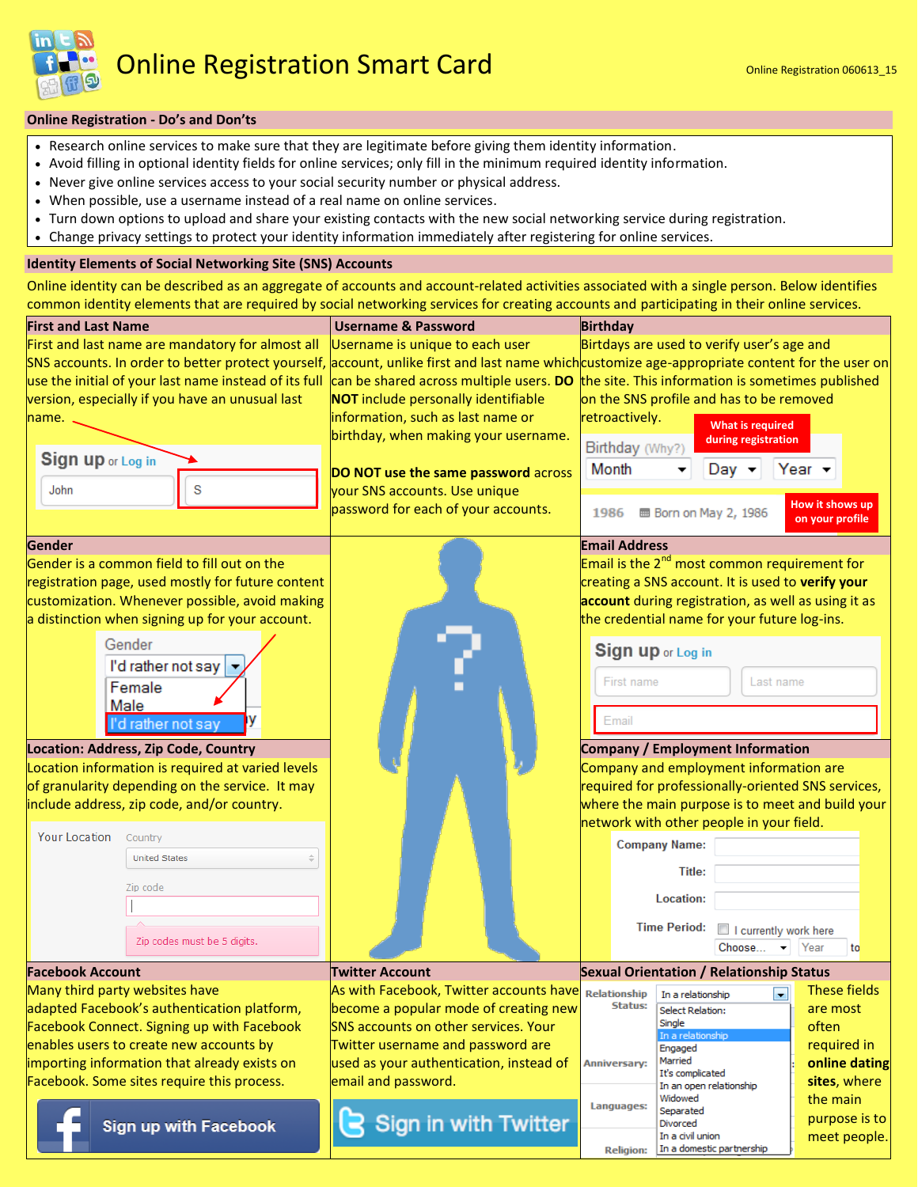# Online Registration Smart Card

Online Registration 060613_15

## Online Registration - Do's and Don'ts

- Research online services to make sure that they are legitimate before giving them identity information.
- Avoid filling in optional identity fields for online services; only fill in the minimum required identity information.
- Never give online services access to your social security number or physical address.
- When possible, use a username instead of a real name on online services.
- Turn down options to upload and share your existing contacts with the new social networking service during registration.
- Change privacy settings to protect your identity information immediately after registering for online services.

## Identity Elements of Social Networking Site (SNS) Accounts

Online identity can be described as an aggregate of accounts and account-related activities associated with a single person. Below identifies common identity elements that are required by social networking services for creating accounts and participating in their online services.

### First and Last Name

First and last name are mandatory for almost all SNS accounts. In order to better protect yourself, use the initial of your last name instead of its full version, especially if you have an unusual last name.

Sign up or Log in

John | S

### Username & Password

Username is unique to each user account, unlike first and last name which can be shared across multiple users. **DO NOT** include personally identifiable information, such as last name or birthday, when making your username.

**DO NOT use the same password** across your SNS accounts. Use unique password for each of your accounts.

### Birthday

Birtdays are used to verify user's age and customize age-appropriate content for the user on the site. This information is sometimes published on the SNS profile and has to be removed retroactively.

What is required during registration

Birthday (Why?) Month Day Year

How it shows up on your profile

1986 Born on May 2, 1986

### Gender

Gender is a common field to fill out on the registration page, used mostly for future content customization. Whenever possible, avoid making a distinction when signing up for your account.

Gender: I'd rather not say — Female / Male / I'd rather not say

### Email Address

Email is the 2nd most common requirement for creating a SNS account. It is used to **verify your account** during registration, as well as using it as the credential name for your future log-ins.

Sign up or Log in

First name | Last name

Email

### Location: Address, Zip Code, Country

Location information is required at varied levels of granularity depending on the service. It may include address, zip code, and/or country.

Your Location — Country: United States — Zip code — Zip codes must be 5 digits.

### Company / Employment Information

Company and employment information are required for professionally-oriented SNS services, where the main purpose is to meet and build your network with other people in your field.

Company Name: / Title: / Location: / Time Period: I currently work here — Choose... Year to

### Facebook Account

Many third party websites have adapted Facebook's authentication platform, Facebook Connect. Signing up with Facebook enables users to create new accounts by importing information that already exists on Facebook. Some sites require this process.

Sign up with Facebook

### Twitter Account

As with Facebook, Twitter accounts have become a popular mode of creating new SNS accounts on other services. Your Twitter username and password are used as your authentication, instead of email and password.

Sign in with Twitter

### Sexual Orientation / Relationship Status

Relationship Status: In a relationship — Select Relation: / Single / In a relationship / Engaged / Married / It's complicated / In an open relationship / Widowed / Separated / Divorced / In a civil union / In a domestic partnership

Anniversary: / Languages: / Religion:

These fields are most often required in **online dating sites**, where the main purpose is to meet people.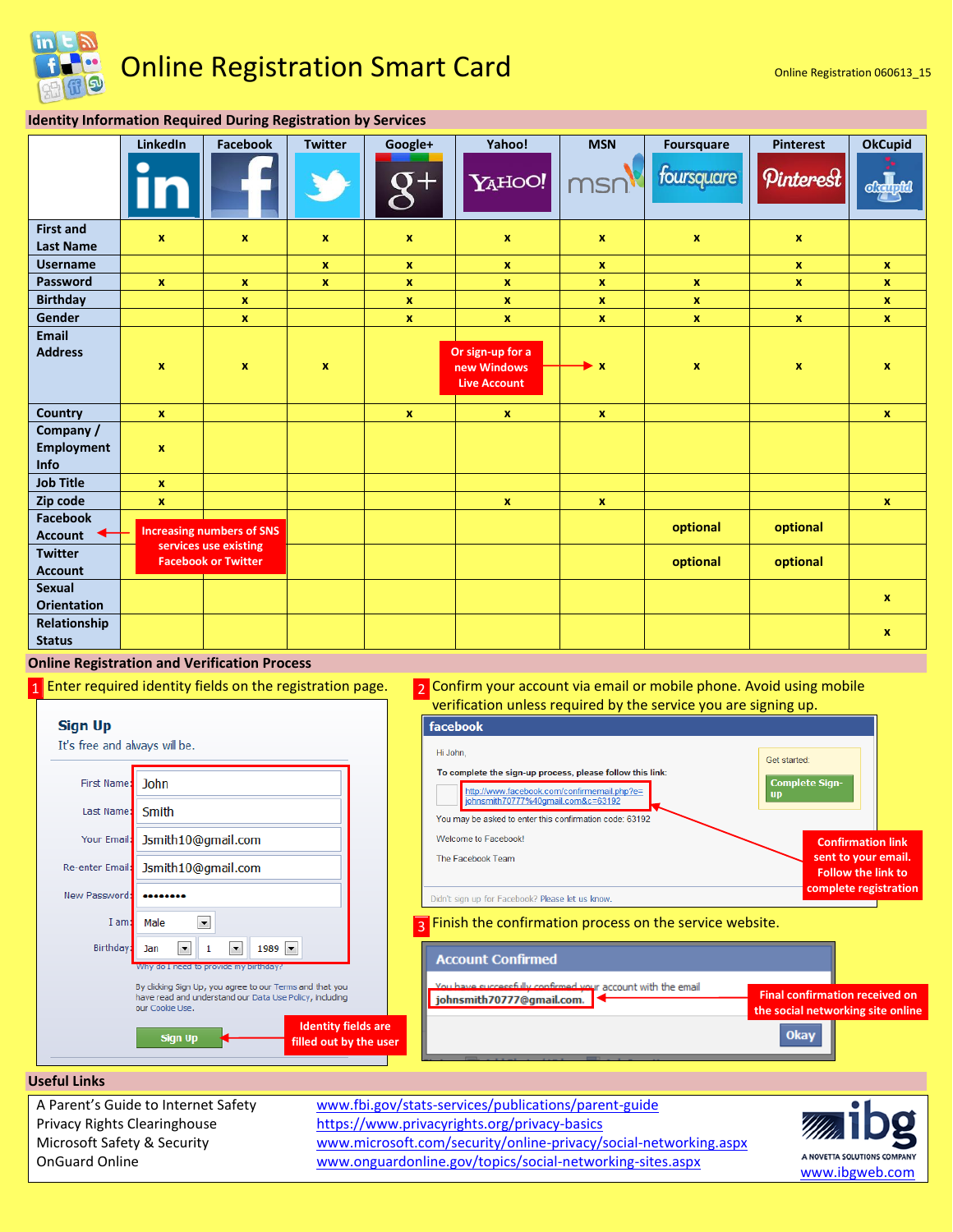# Online Registration Smart Card

Online Registration 060613_15

## Identity Information Required During Registration by Services

| | LinkedIn | Facebook | Twitter | Google+ | Yahoo! | MSN | Foursquare | Pinterest | OkCupid |
|---|---|---|---|---|---|---|---|---|---|
| First and Last Name | x | x | x | x | x | x | x | x | |
| Username | | | x | x | x | x | | x | x |
| Password | x | x | x | x | x | x | x | x | x |
| Birthday | | x | | x | x | x | x | | x |
| Gender | | x | | x | x | x | x | x | x |
| Email Address | x | x | x | | Or sign-up for a new Windows Live Account → | x | x | x | x |
| Country | x | | | x | x | x | | | x |
| Company / Employment Info | x | | | | | | | | |
| Job Title | x | | | | | | | | |
| Zip code | x | | | | x | x | | | x |
| Facebook Account | ← Increasing numbers of SNS services use existing Facebook or Twitter | | | | | | optional | optional | |
| Twitter Account | | | | | | | optional | optional | |
| Sexual Orientation | | | | | | | | | x |
| Relationship Status | | | | | | | | | x |

## Online Registration and Verification Process

**1** Enter required identity fields on the registration page.

Sign Up
It's free and always will be.

First Name: John
Last Name: Smith
Your Email: Jsmith10@gmail.com
Re-enter Email: Jsmith10@gmail.com
New Password: ••••••••
I am: Male
Birthday: Jan 1 1989
Why do I need to provide my birthday?

By clicking Sign Up, you agree to our Terms and that you have read and understand our Data Use Policy, including our Cookie Use.

Sign Up ← Identity fields are filled out by the user

**2** Confirm your account via email or mobile phone. Avoid using mobile verification unless required by the service you are signing up.

facebook

Hi John,

To complete the sign-up process, please follow this link:

http://www.facebook.com/confirmemail.php?e=johnsmith70777%40gmail.com&c=63192

You may be asked to enter this confirmation code: 63192

Welcome to Facebook!

The Facebook Team

Didn't sign up for Facebook? Please let us know.

Get started: Complete Sign-up

Confirmation link sent to your email. Follow the link to complete registration

**3** Finish the confirmation process on the service website.

Account Confirmed

You have successfully confirmed your account with the email johnsmith70777@gmail.com.

Okay

Final confirmation received on the social networking site online

## Useful Links

| | |
|---|---|
| A Parent's Guide to Internet Safety | www.fbi.gov/stats-services/publications/parent-guide |
| Privacy Rights Clearinghouse | https://www.privacyrights.org/privacy-basics |
| Microsoft Safety & Security | www.microsoft.com/security/online-privacy/social-networking.aspx |
| OnGuard Online | www.onguardonline.gov/topics/social-networking-sites.aspx |

ibg
A NOVETTA SOLUTIONS COMPANY
www.ibgweb.com